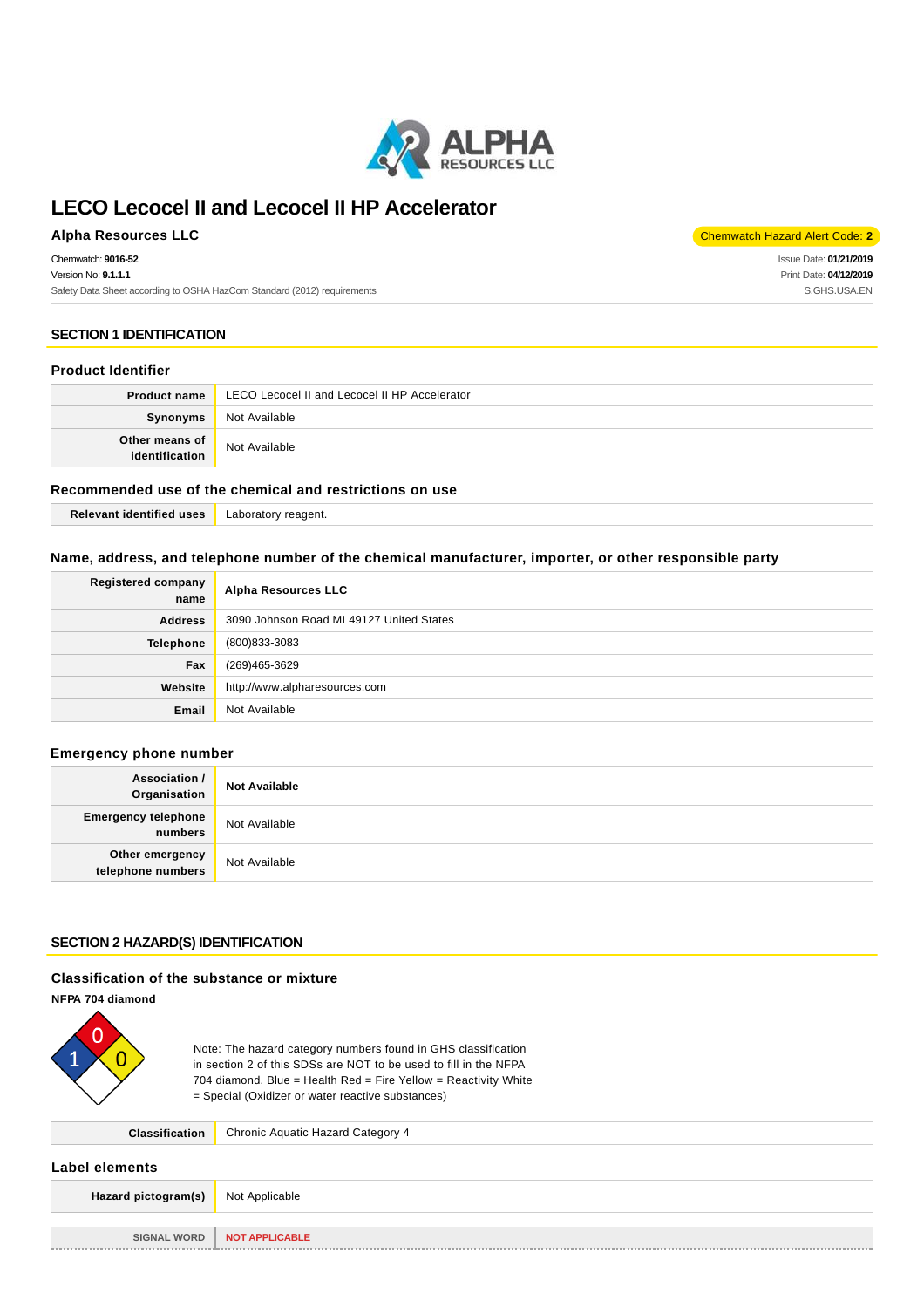# LECO Lecocel II and Lecocel II HP Accelerator

**Alpha Resources LLC**

Chemwatch Hazard Alert Code: **2**

Chemwatch: **9016-52**
Version No: **9.1.1.1**
Safety Data Sheet according to OSHA HazCom Standard (2012) requirements

Issue Date: **01/21/2019**
Print Date: **04/12/2019**
S.GHS.USA.EN

## SECTION 1 IDENTIFICATION

### Product Identifier

| | |
|---|---|
| **Product name** | LECO Lecocel II and Lecocel II HP Accelerator |
| **Synonyms** | Not Available |
| **Other means of identification** | Not Available |

### Recommended use of the chemical and restrictions on use

| | |
|---|---|
| **Relevant identified uses** | Laboratory reagent. |

### Name, address, and telephone number of the chemical manufacturer, importer, or other responsible party

| | |
|---|---|
| **Registered company name** | **Alpha Resources LLC** |
| **Address** | 3090 Johnson Road MI 49127 United States |
| **Telephone** | (800)833-3083 |
| **Fax** | (269)465-3629 |
| **Website** | http://www.alpharesources.com |
| **Email** | Not Available |

### Emergency phone number

| | |
|---|---|
| **Association / Organisation** | **Not Available** |
| **Emergency telephone numbers** | Not Available |
| **Other emergency telephone numbers** | Not Available |

## SECTION 2 HAZARD(S) IDENTIFICATION

### Classification of the substance or mixture

**NFPA 704 diamond**

0
1 0

Note: The hazard category numbers found in GHS classification in section 2 of this SDSs are NOT to be used to fill in the NFPA 704 diamond. Blue = Health Red = Fire Yellow = Reactivity White = Special (Oxidizer or water reactive substances)

| | |
|---|---|
| **Classification** | Chronic Aquatic Hazard Category 4 |

### Label elements

| | |
|---|---|
| **Hazard pictogram(s)** | Not Applicable |
| **SIGNAL WORD** | **NOT APPLICABLE** |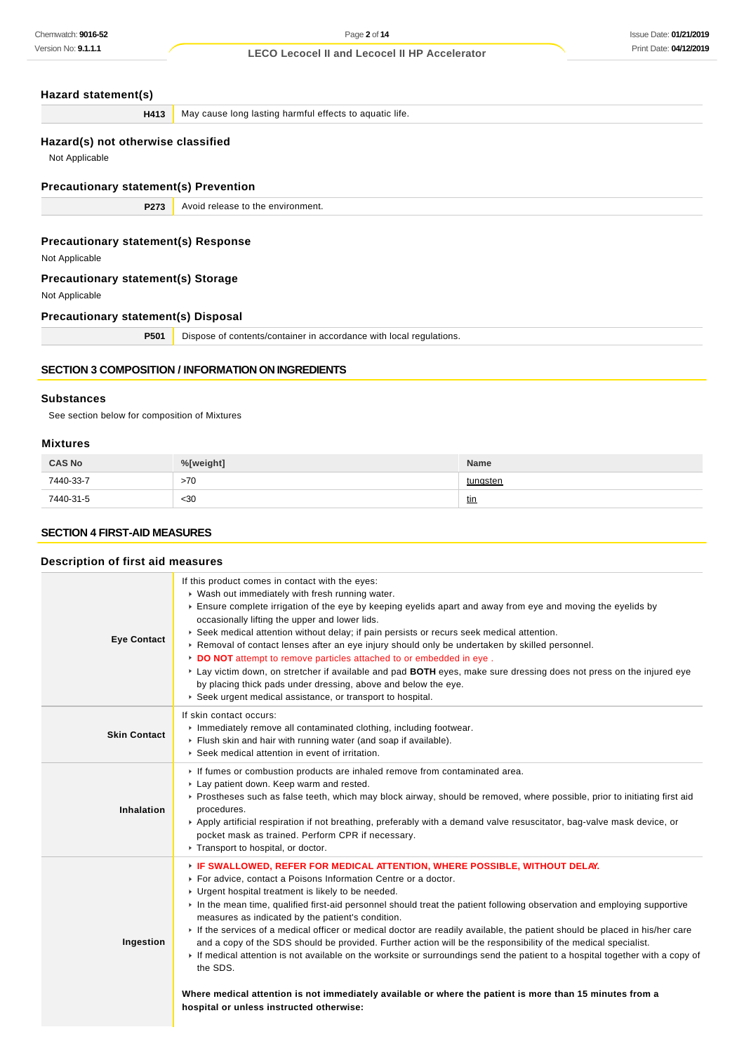### Hazard statement(s)

| | |
|---|---|
| **H413** | May cause long lasting harmful effects to aquatic life. |

### Hazard(s) not otherwise classified

Not Applicable

### Precautionary statement(s) Prevention

| | |
|---|---|
| **P273** | Avoid release to the environment. |

### Precautionary statement(s) Response

Not Applicable

### Precautionary statement(s) Storage

Not Applicable

### Precautionary statement(s) Disposal

| | |
|---|---|
| **P501** | Dispose of contents/container in accordance with local regulations. |

## SECTION 3 COMPOSITION / INFORMATION ON INGREDIENTS

### Substances

See section below for composition of Mixtures

### Mixtures

| CAS No | %[weight] | Name |
|---|---|---|
| 7440-33-7 | >70 | tungsten |
| 7440-31-5 | <30 | tin |

## SECTION 4 FIRST-AID MEASURES

### Description of first aid measures

| | |
|---|---|
| **Eye Contact** | If this product comes in contact with the eyes:<br>▸ Wash out immediately with fresh running water.<br>▸ Ensure complete irrigation of the eye by keeping eyelids apart and away from eye and moving the eyelids by occasionally lifting the upper and lower lids.<br>▸ Seek medical attention without delay; if pain persists or recurs seek medical attention.<br>▸ Removal of contact lenses after an eye injury should only be undertaken by skilled personnel.<br>▸ **DO NOT** attempt to remove particles attached to or embedded in eye .<br>▸ Lay victim down, on stretcher if available and pad **BOTH** eyes, make sure dressing does not press on the injured eye by placing thick pads under dressing, above and below the eye.<br>▸ Seek urgent medical assistance, or transport to hospital. |
| **Skin Contact** | If skin contact occurs:<br>▸ Immediately remove all contaminated clothing, including footwear.<br>▸ Flush skin and hair with running water (and soap if available).<br>▸ Seek medical attention in event of irritation. |
| **Inhalation** | ▸ If fumes or combustion products are inhaled remove from contaminated area.<br>▸ Lay patient down. Keep warm and rested.<br>▸ Prostheses such as false teeth, which may block airway, should be removed, where possible, prior to initiating first aid procedures.<br>▸ Apply artificial respiration if not breathing, preferably with a demand valve resuscitator, bag-valve mask device, or pocket mask as trained. Perform CPR if necessary.<br>▸ Transport to hospital, or doctor. |
| **Ingestion** | ▸ **IF SWALLOWED, REFER FOR MEDICAL ATTENTION, WHERE POSSIBLE, WITHOUT DELAY.**<br>▸ For advice, contact a Poisons Information Centre or a doctor.<br>▸ Urgent hospital treatment is likely to be needed.<br>▸ In the mean time, qualified first-aid personnel should treat the patient following observation and employing supportive measures as indicated by the patient's condition.<br>▸ If the services of a medical officer or medical doctor are readily available, the patient should be placed in his/her care and a copy of the SDS should be provided. Further action will be the responsibility of the medical specialist.<br>▸ If medical attention is not available on the worksite or surroundings send the patient to a hospital together with a copy of the SDS.<br><br>**Where medical attention is not immediately available or where the patient is more than 15 minutes from a hospital or unless instructed otherwise:** |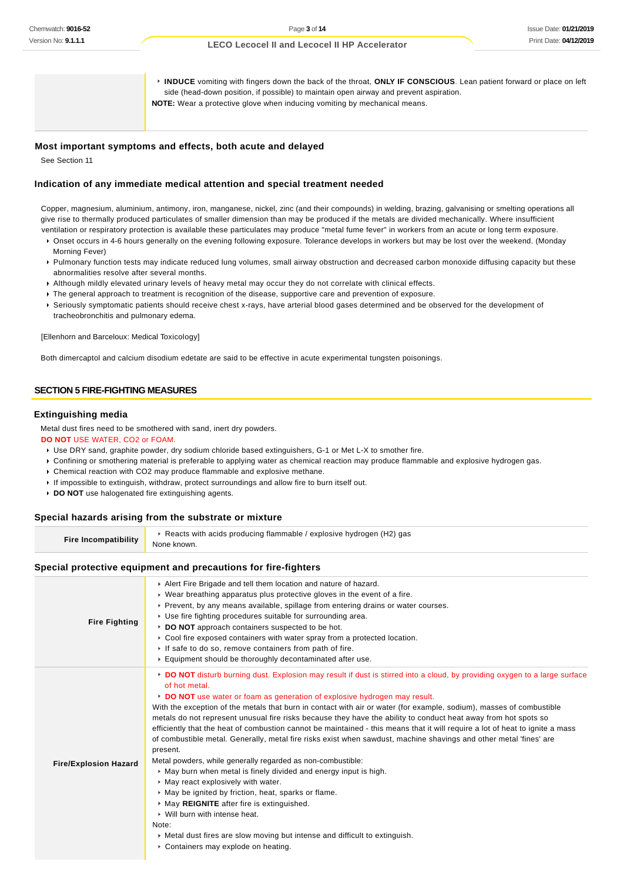|  |  |
|---|---|
|  | - **INDUCE** vomiting with fingers down the back of the throat, **ONLY IF CONSCIOUS**. Lean patient forward or place on left side (head-down position, if possible) to maintain open airway and prevent aspiration.<br>**NOTE:** Wear a protective glove when inducing vomiting by mechanical means. |

### Most important symptoms and effects, both acute and delayed

See Section 11

### Indication of any immediate medical attention and special treatment needed

Copper, magnesium, aluminium, antimony, iron, manganese, nickel, zinc (and their compounds) in welding, brazing, galvanising or smelting operations all give rise to thermally produced particulates of smaller dimension than may be produced if the metals are divided mechanically. Where insufficient ventilation or respiratory protection is available these particulates may produce "metal fume fever" in workers from an acute or long term exposure.

- Onset occurs in 4-6 hours generally on the evening following exposure. Tolerance develops in workers but may be lost over the weekend. (Monday Morning Fever)
- Pulmonary function tests may indicate reduced lung volumes, small airway obstruction and decreased carbon monoxide diffusing capacity but these abnormalities resolve after several months.
- Although mildly elevated urinary levels of heavy metal may occur they do not correlate with clinical effects.
- The general approach to treatment is recognition of the disease, supportive care and prevention of exposure.
- Seriously symptomatic patients should receive chest x-rays, have arterial blood gases determined and be observed for the development of tracheobronchitis and pulmonary edema.

[Ellenhorn and Barceloux: Medical Toxicology]

Both dimercaptol and calcium disodium edetate are said to be effective in acute experimental tungsten poisonings.

## SECTION 5 FIRE-FIGHTING MEASURES

### Extinguishing media

Metal dust fires need to be smothered with sand, inert dry powders.

**DO NOT** USE WATER, CO2 or FOAM.

- Use DRY sand, graphite powder, dry sodium chloride based extinguishers, G-1 or Met L-X to smother fire.
- Confining or smothering material is preferable to applying water as chemical reaction may produce flammable and explosive hydrogen gas.
- Chemical reaction with CO2 may produce flammable and explosive methane.
- If impossible to extinguish, withdraw, protect surroundings and allow fire to burn itself out.
- **DO NOT** use halogenated fire extinguishing agents.

### Special hazards arising from the substrate or mixture

|  |  |
|---|---|
| **Fire Incompatibility** | - Reacts with acids producing flammable / explosive hydrogen (H2) gas<br>None known. |

### Special protective equipment and precautions for fire-fighters

|  |  |
|---|---|
| **Fire Fighting** | - Alert Fire Brigade and tell them location and nature of hazard.<br>- Wear breathing apparatus plus protective gloves in the event of a fire.<br>- Prevent, by any means available, spillage from entering drains or water courses.<br>- Use fire fighting procedures suitable for surrounding area.<br>- **DO NOT** approach containers suspected to be hot.<br>- Cool fire exposed containers with water spray from a protected location.<br>- If safe to do so, remove containers from path of fire.<br>- Equipment should be thoroughly decontaminated after use. |
| **Fire/Explosion Hazard** | - **DO NOT** disturb burning dust. Explosion may result if dust is stirred into a cloud, by providing oxygen to a large surface of hot metal.<br>- **DO NOT** use water or foam as generation of explosive hydrogen may result.<br>With the exception of the metals that burn in contact with air or water (for example, sodium), masses of combustible metals do not represent unusual fire risks because they have the ability to conduct heat away from hot spots so efficiently that the heat of combustion cannot be maintained - this means that it will require a lot of heat to ignite a mass of combustible metal. Generally, metal fire risks exist when sawdust, machine shavings and other metal 'fines' are present.<br>Metal powders, while generally regarded as non-combustible:<br>- May burn when metal is finely divided and energy input is high.<br>- May react explosively with water.<br>- May be ignited by friction, heat, sparks or flame.<br>- May **REIGNITE** after fire is extinguished.<br>- Will burn with intense heat.<br>Note:<br>- Metal dust fires are slow moving but intense and difficult to extinguish.<br>- Containers may explode on heating. |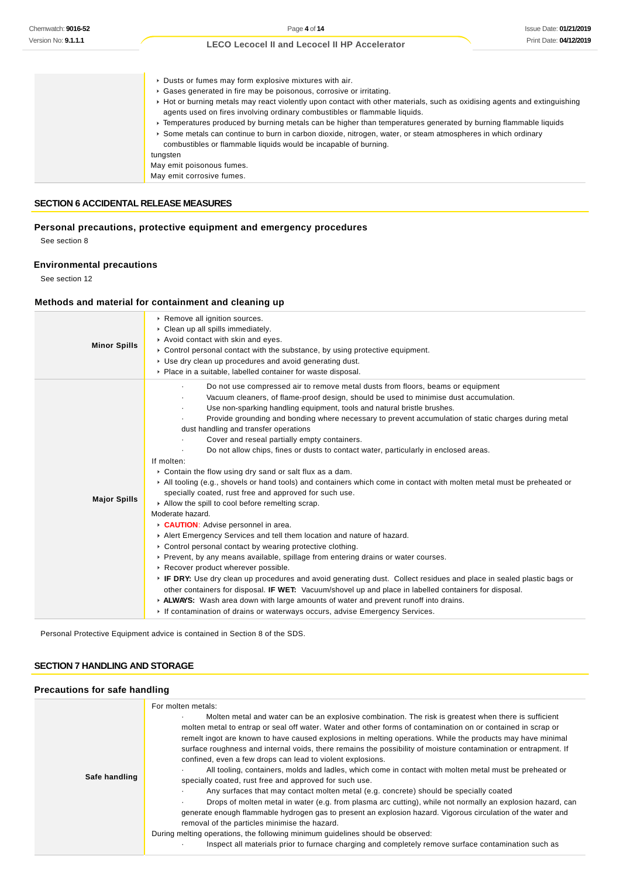| | |
|---|---|
| | ▸ Dusts or fumes may form explosive mixtures with air.<br>▸ Gases generated in fire may be poisonous, corrosive or irritating.<br>▸ Hot or burning metals may react violently upon contact with other materials, such as oxidising agents and extinguishing agents used on fires involving ordinary combustibles or flammable liquids.<br>▸ Temperatures produced by burning metals can be higher than temperatures generated by burning flammable liquids<br>▸ Some metals can continue to burn in carbon dioxide, nitrogen, water, or steam atmospheres in which ordinary combustibles or flammable liquids would be incapable of burning.<br>tungsten<br>May emit poisonous fumes.<br>May emit corrosive fumes. |

## SECTION 6 ACCIDENTAL RELEASE MEASURES

### Personal precautions, protective equipment and emergency procedures

See section 8

### Environmental precautions

See section 12

### Methods and material for containment and cleaning up

| | |
|---|---|
| **Minor Spills** | ▸ Remove all ignition sources.<br>▸ Clean up all spills immediately.<br>▸ Avoid contact with skin and eyes.<br>▸ Control personal contact with the substance, by using protective equipment.<br>▸ Use dry clean up procedures and avoid generating dust.<br>▸ Place in a suitable, labelled container for waste disposal. |
| **Major Spills** | · Do not use compressed air to remove metal dusts from floors, beams or equipment<br>· Vacuum cleaners, of flame-proof design, should be used to minimise dust accumulation.<br>· Use non-sparking handling equipment, tools and natural bristle brushes.<br>· Provide grounding and bonding where necessary to prevent accumulation of static charges during metal dust handling and transfer operations<br>· Cover and reseal partially empty containers.<br>· Do not allow chips, fines or dusts to contact water, particularly in enclosed areas.<br>If molten:<br>▸ Contain the flow using dry sand or salt flux as a dam.<br>▸ All tooling (e.g., shovels or hand tools) and containers which come in contact with molten metal must be preheated or specially coated, rust free and approved for such use.<br>▸ Allow the spill to cool before remelting scrap.<br>Moderate hazard.<br>▸ **CAUTION**: Advise personnel in area.<br>▸ Alert Emergency Services and tell them location and nature of hazard.<br>▸ Control personal contact by wearing protective clothing.<br>▸ Prevent, by any means available, spillage from entering drains or water courses.<br>▸ Recover product wherever possible.<br>▸ **IF DRY:** Use dry clean up procedures and avoid generating dust. Collect residues and place in sealed plastic bags or other containers for disposal. **IF WET:** Vacuum/shovel up and place in labelled containers for disposal.<br>▸ **ALWAYS:** Wash area down with large amounts of water and prevent runoff into drains.<br>▸ If contamination of drains or waterways occurs, advise Emergency Services. |

Personal Protective Equipment advice is contained in Section 8 of the SDS.

## SECTION 7 HANDLING AND STORAGE

### Precautions for safe handling

| | |
|---|---|
| **Safe handling** | For molten metals:<br>· Molten metal and water can be an explosive combination. The risk is greatest when there is sufficient molten metal to entrap or seal off water. Water and other forms of contamination on or contained in scrap or remelt ingot are known to have caused explosions in melting operations. While the products may have minimal surface roughness and internal voids, there remains the possibility of moisture contamination or entrapment. If confined, even a few drops can lead to violent explosions.<br>· All tooling, containers, molds and ladles, which come in contact with molten metal must be preheated or specially coated, rust free and approved for such use.<br>· Any surfaces that may contact molten metal (e.g. concrete) should be specially coated<br>· Drops of molten metal in water (e.g. from plasma arc cutting), while not normally an explosion hazard, can generate enough flammable hydrogen gas to present an explosion hazard. Vigorous circulation of the water and removal of the particles minimise the hazard.<br>During melting operations, the following minimum guidelines should be observed:<br>· Inspect all materials prior to furnace charging and completely remove surface contamination such as |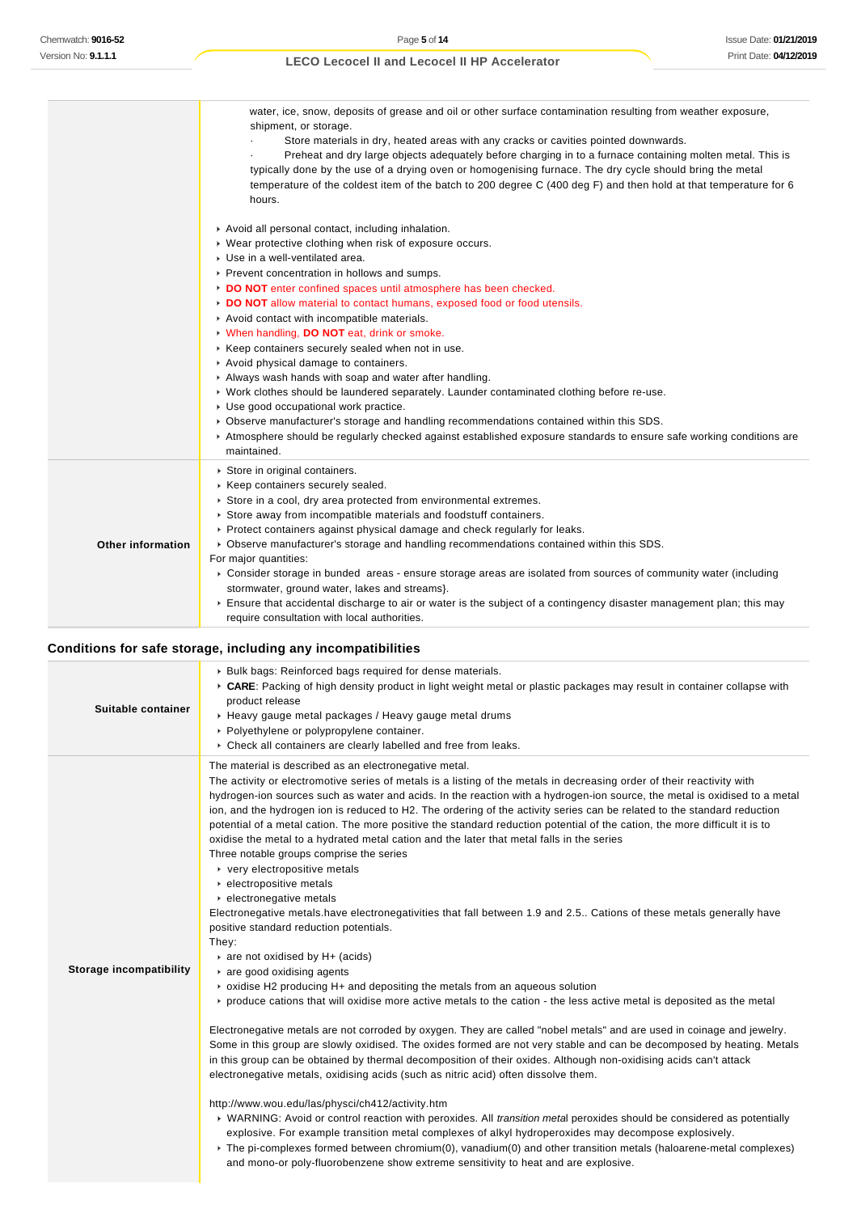| | |
|---|---|
| | water, ice, snow, deposits of grease and oil or other surface contamination resulting from weather exposure, shipment, or storage.<br>· Store materials in dry, heated areas with any cracks or cavities pointed downwards.<br>· Preheat and dry large objects adequately before charging in to a furnace containing molten metal. This is typically done by the use of a drying oven or homogenising furnace. The dry cycle should bring the metal temperature of the coldest item of the batch to 200 degree C (400 deg F) and then hold at that temperature for 6 hours.<br><br>▸ Avoid all personal contact, including inhalation.<br>▸ Wear protective clothing when risk of exposure occurs.<br>▸ Use in a well-ventilated area.<br>▸ Prevent concentration in hollows and sumps.<br>▸ **DO NOT** enter confined spaces until atmosphere has been checked.<br>▸ **DO NOT** allow material to contact humans, exposed food or food utensils.<br>▸ Avoid contact with incompatible materials.<br>▸ When handling, **DO NOT** eat, drink or smoke.<br>▸ Keep containers securely sealed when not in use.<br>▸ Avoid physical damage to containers.<br>▸ Always wash hands with soap and water after handling.<br>▸ Work clothes should be laundered separately. Launder contaminated clothing before re-use.<br>▸ Use good occupational work practice.<br>▸ Observe manufacturer's storage and handling recommendations contained within this SDS.<br>▸ Atmosphere should be regularly checked against established exposure standards to ensure safe working conditions are maintained. |
| **Other information** | ▸ Store in original containers.<br>▸ Keep containers securely sealed.<br>▸ Store in a cool, dry area protected from environmental extremes.<br>▸ Store away from incompatible materials and foodstuff containers.<br>▸ Protect containers against physical damage and check regularly for leaks.<br>▸ Observe manufacturer's storage and handling recommendations contained within this SDS.<br>For major quantities:<br>▸ Consider storage in bunded areas - ensure storage areas are isolated from sources of community water (including stormwater, ground water, lakes and streams}.<br>▸ Ensure that accidental discharge to air or water is the subject of a contingency disaster management plan; this may require consultation with local authorities. |

## Conditions for safe storage, including any incompatibilities

| | |
|---|---|
| **Suitable container** | ▸ Bulk bags: Reinforced bags required for dense materials.<br>▸ **CARE**: Packing of high density product in light weight metal or plastic packages may result in container collapse with product release<br>▸ Heavy gauge metal packages / Heavy gauge metal drums<br>▸ Polyethylene or polypropylene container.<br>▸ Check all containers are clearly labelled and free from leaks. |
| **Storage incompatibility** | The material is described as an electronegative metal.<br>The activity or electromotive series of metals is a listing of the metals in decreasing order of their reactivity with hydrogen-ion sources such as water and acids. In the reaction with a hydrogen-ion source, the metal is oxidised to a metal ion, and the hydrogen ion is reduced to H2. The ordering of the activity series can be related to the standard reduction potential of a metal cation. The more positive the standard reduction potential of the cation, the more difficult it is to oxidise the metal to a hydrated metal cation and the later that metal falls in the series<br>Three notable groups comprise the series<br>▸ very electropositive metals<br>▸ electropositive metals<br>▸ electronegative metals<br>Electronegative metals.have electronegativities that fall between 1.9 and 2.5.. Cations of these metals generally have positive standard reduction potentials.<br>They:<br>▸ are not oxidised by H+ (acids)<br>▸ are good oxidising agents<br>▸ oxidise H2 producing H+ and depositing the metals from an aqueous solution<br>▸ produce cations that will oxidise more active metals to the cation - the less active metal is deposited as the metal<br><br>Electronegative metals are not corroded by oxygen. They are called "nobel metals" and are used in coinage and jewelry. Some in this group are slowly oxidised. The oxides formed are not very stable and can be decomposed by heating. Metals in this group can be obtained by thermal decomposition of their oxides. Although non-oxidising acids can't attack electronegative metals, oxidising acids (such as nitric acid) often dissolve them.<br><br>http://www.wou.edu/las/physci/ch412/activity.htm<br>▸ WARNING: Avoid or control reaction with peroxides. All *transition metal* peroxides should be considered as potentially explosive. For example transition metal complexes of alkyl hydroperoxides may decompose explosively.<br>▸ The pi-complexes formed between chromium(0), vanadium(0) and other transition metals (haloarene-metal complexes) and mono-or poly-fluorobenzene show extreme sensitivity to heat and are explosive. |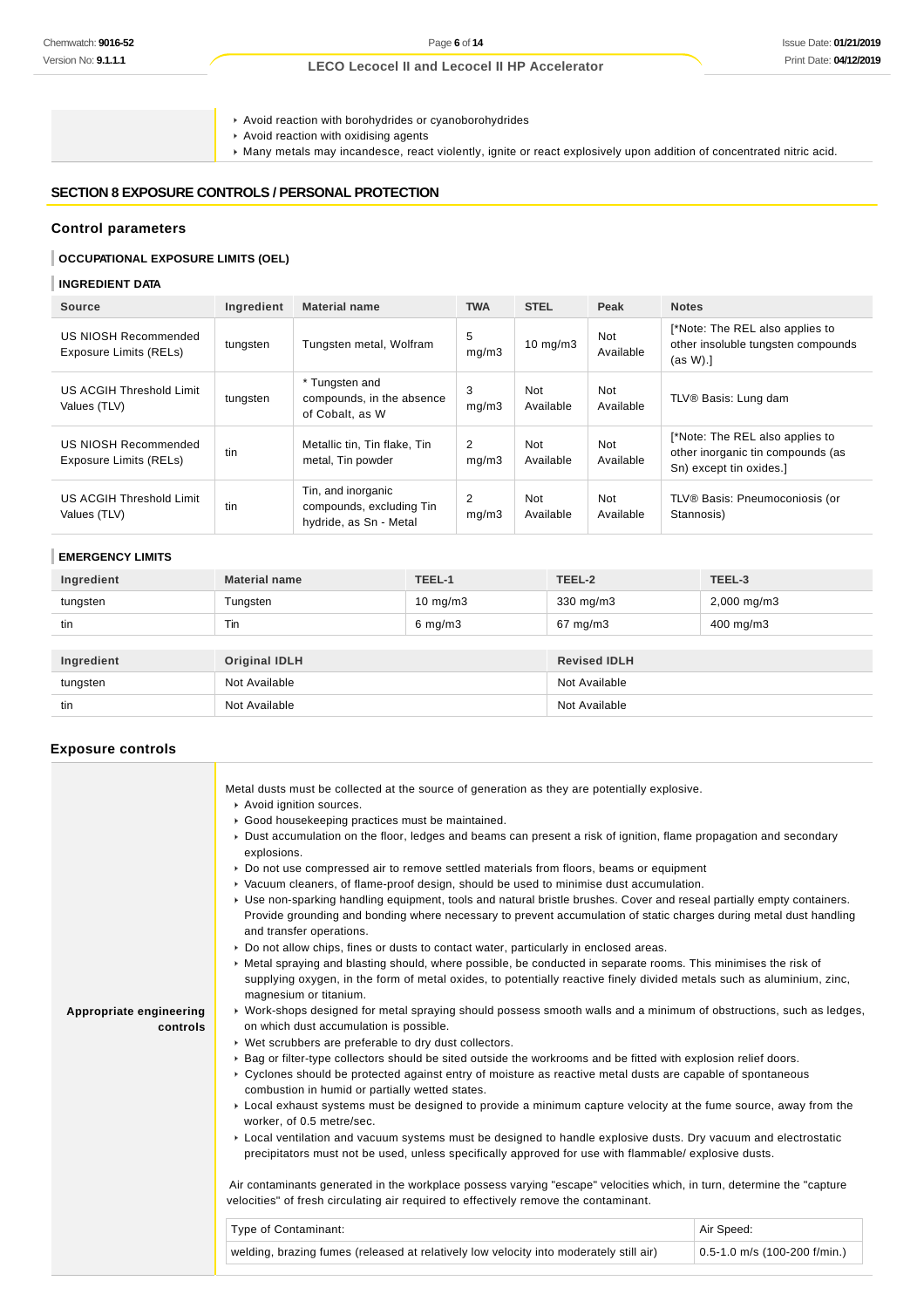- Avoid reaction with borohydrides or cyanoborohydrides
- Avoid reaction with oxidising agents
- Many metals may incandesce, react violently, ignite or react explosively upon addition of concentrated nitric acid.

## SECTION 8 EXPOSURE CONTROLS / PERSONAL PROTECTION

### Control parameters

#### OCCUPATIONAL EXPOSURE LIMITS (OEL)

#### INGREDIENT DATA

| Source | Ingredient | Material name | TWA | STEL | Peak | Notes |
|---|---|---|---|---|---|---|
| US NIOSH Recommended Exposure Limits (RELs) | tungsten | Tungsten metal, Wolfram | 5 mg/m3 | 10 mg/m3 | Not Available | [*Note: The REL also applies to other insoluble tungsten compounds (as W).] |
| US ACGIH Threshold Limit Values (TLV) | tungsten | * Tungsten and compounds, in the absence of Cobalt, as W | 3 mg/m3 | Not Available | Not Available | TLV® Basis: Lung dam |
| US NIOSH Recommended Exposure Limits (RELs) | tin | Metallic tin, Tin flake, Tin metal, Tin powder | 2 mg/m3 | Not Available | Not Available | [*Note: The REL also applies to other inorganic tin compounds (as Sn) except tin oxides.] |
| US ACGIH Threshold Limit Values (TLV) | tin | Tin, and inorganic compounds, excluding Tin hydride, as Sn - Metal | 2 mg/m3 | Not Available | Not Available | TLV® Basis: Pneumoconiosis (or Stannosis) |

#### EMERGENCY LIMITS

| Ingredient | Material name | TEEL-1 | TEEL-2 | TEEL-3 |
|---|---|---|---|---|
| tungsten | Tungsten | 10 mg/m3 | 330 mg/m3 | 2,000 mg/m3 |
| tin | Tin | 6 mg/m3 | 67 mg/m3 | 400 mg/m3 |

| Ingredient | Original IDLH | Revised IDLH |
|---|---|---|
| tungsten | Not Available | Not Available |
| tin | Not Available | Not Available |

### Exposure controls

**Appropriate engineering controls**

Metal dusts must be collected at the source of generation as they are potentially explosive.

- Avoid ignition sources.
- Good housekeeping practices must be maintained.
- Dust accumulation on the floor, ledges and beams can present a risk of ignition, flame propagation and secondary explosions.
- Do not use compressed air to remove settled materials from floors, beams or equipment
- Vacuum cleaners, of flame-proof design, should be used to minimise dust accumulation.
- Use non-sparking handling equipment, tools and natural bristle brushes. Cover and reseal partially empty containers. Provide grounding and bonding where necessary to prevent accumulation of static charges during metal dust handling and transfer operations.
- Do not allow chips, fines or dusts to contact water, particularly in enclosed areas.
- Metal spraying and blasting should, where possible, be conducted in separate rooms. This minimises the risk of supplying oxygen, in the form of metal oxides, to potentially reactive finely divided metals such as aluminium, zinc, magnesium or titanium.
- Work-shops designed for metal spraying should possess smooth walls and a minimum of obstructions, such as ledges, on which dust accumulation is possible.
- Wet scrubbers are preferable to dry dust collectors.
- Bag or filter-type collectors should be sited outside the workrooms and be fitted with explosion relief doors.
- Cyclones should be protected against entry of moisture as reactive metal dusts are capable of spontaneous combustion in humid or partially wetted states.
- Local exhaust systems must be designed to provide a minimum capture velocity at the fume source, away from the worker, of 0.5 metre/sec.
- Local ventilation and vacuum systems must be designed to handle explosive dusts. Dry vacuum and electrostatic precipitators must not be used, unless specifically approved for use with flammable/ explosive dusts.

Air contaminants generated in the workplace possess varying "escape" velocities which, in turn, determine the "capture velocities" of fresh circulating air required to effectively remove the contaminant.

| Type of Contaminant: | Air Speed: |
|---|---|
| welding, brazing fumes (released at relatively low velocity into moderately still air) | 0.5-1.0 m/s (100-200 f/min.) |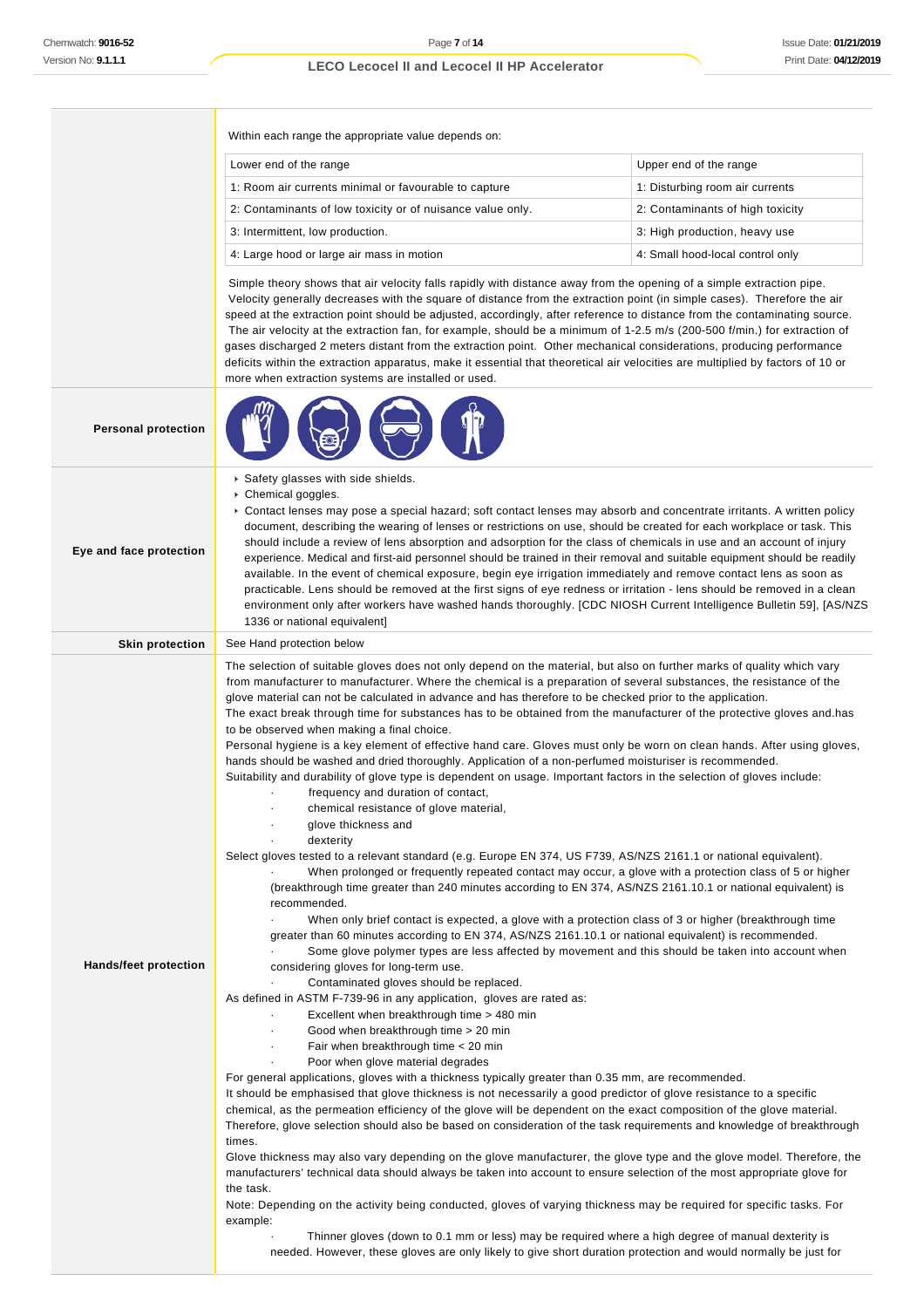Within each range the appropriate value depends on:

| Lower end of the range | Upper end of the range |
|---|---|
| 1: Room air currents minimal or favourable to capture | 1: Disturbing room air currents |
| 2: Contaminants of low toxicity or of nuisance value only. | 2: Contaminants of high toxicity |
| 3: Intermittent, low production. | 3: High production, heavy use |
| 4: Large hood or large air mass in motion | 4: Small hood-local control only |

Simple theory shows that air velocity falls rapidly with distance away from the opening of a simple extraction pipe. Velocity generally decreases with the square of distance from the extraction point (in simple cases). Therefore the air speed at the extraction point should be adjusted, accordingly, after reference to distance from the contaminating source. The air velocity at the extraction fan, for example, should be a minimum of 1-2.5 m/s (200-500 f/min.) for extraction of gases discharged 2 meters distant from the extraction point. Other mechanical considerations, producing performance deficits within the extraction apparatus, make it essential that theoretical air velocities are multiplied by factors of 10 or more when extraction systems are installed or used.

**Personal protection**

**Eye and face protection**

- Safety glasses with side shields.
- Chemical goggles.
- Contact lenses may pose a special hazard; soft contact lenses may absorb and concentrate irritants. A written policy document, describing the wearing of lenses or restrictions on use, should be created for each workplace or task. This should include a review of lens absorption and adsorption for the class of chemicals in use and an account of injury experience. Medical and first-aid personnel should be trained in their removal and suitable equipment should be readily available. In the event of chemical exposure, begin eye irrigation immediately and remove contact lens as soon as practicable. Lens should be removed at the first signs of eye redness or irritation - lens should be removed in a clean environment only after workers have washed hands thoroughly. [CDC NIOSH Current Intelligence Bulletin 59], [AS/NZS 1336 or national equivalent]

**Skin protection**

See Hand protection below

**Hands/feet protection**

The selection of suitable gloves does not only depend on the material, but also on further marks of quality which vary from manufacturer to manufacturer. Where the chemical is a preparation of several substances, the resistance of the glove material can not be calculated in advance and has therefore to be checked prior to the application.
The exact break through time for substances has to be obtained from the manufacturer of the protective gloves and.has to be observed when making a final choice.
Personal hygiene is a key element of effective hand care. Gloves must only be worn on clean hands. After using gloves, hands should be washed and dried thoroughly. Application of a non-perfumed moisturiser is recommended.
Suitability and durability of glove type is dependent on usage. Important factors in the selection of gloves include:

- frequency and duration of contact,
- chemical resistance of glove material,
- glove thickness and
- dexterity

Select gloves tested to a relevant standard (e.g. Europe EN 374, US F739, AS/NZS 2161.1 or national equivalent).

- When prolonged or frequently repeated contact may occur, a glove with a protection class of 5 or higher (breakthrough time greater than 240 minutes according to EN 374, AS/NZS 2161.10.1 or national equivalent) is recommended.
- When only brief contact is expected, a glove with a protection class of 3 or higher (breakthrough time greater than 60 minutes according to EN 374, AS/NZS 2161.10.1 or national equivalent) is recommended.
- Some glove polymer types are less affected by movement and this should be taken into account when considering gloves for long-term use.
- Contaminated gloves should be replaced.

As defined in ASTM F-739-96 in any application, gloves are rated as:

- Excellent when breakthrough time > 480 min
- Good when breakthrough time > 20 min
- Fair when breakthrough time < 20 min
- Poor when glove material degrades

For general applications, gloves with a thickness typically greater than 0.35 mm, are recommended.
It should be emphasised that glove thickness is not necessarily a good predictor of glove resistance to a specific chemical, as the permeation efficiency of the glove will be dependent on the exact composition of the glove material. Therefore, glove selection should also be based on consideration of the task requirements and knowledge of breakthrough times.
Glove thickness may also vary depending on the glove manufacturer, the glove type and the glove model. Therefore, the manufacturers' technical data should always be taken into account to ensure selection of the most appropriate glove for the task.
Note: Depending on the activity being conducted, gloves of varying thickness may be required for specific tasks. For example:

- Thinner gloves (down to 0.1 mm or less) may be required where a high degree of manual dexterity is needed. However, these gloves are only likely to give short duration protection and would normally be just for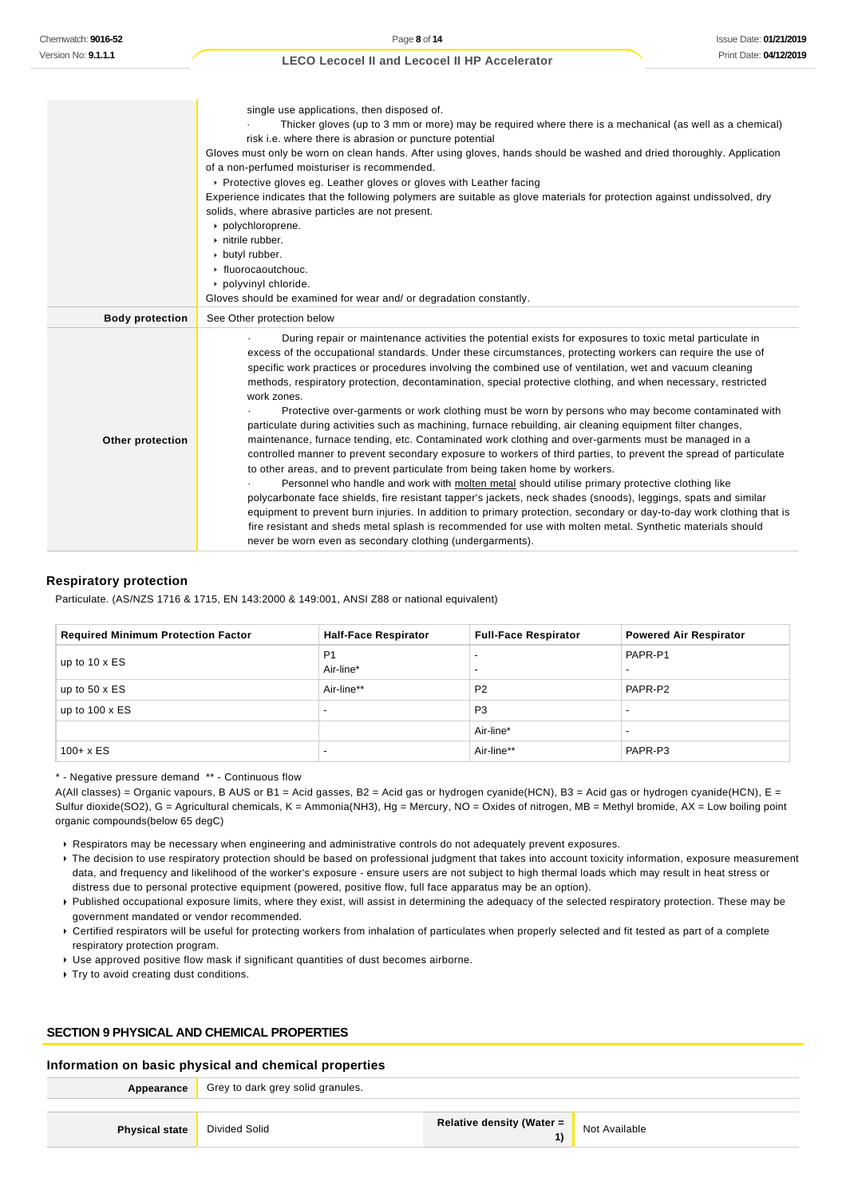| | |
|---|---|
| | single use applications, then disposed of.<br>· Thicker gloves (up to 3 mm or more) may be required where there is a mechanical (as well as a chemical) risk i.e. where there is abrasion or puncture potential<br>Gloves must only be worn on clean hands. After using gloves, hands should be washed and dried thoroughly. Application of a non-perfumed moisturiser is recommended.<br>▸ Protective gloves eg. Leather gloves or gloves with Leather facing<br>Experience indicates that the following polymers are suitable as glove materials for protection against undissolved, dry solids, where abrasive particles are not present.<br>▸ polychloroprene.<br>▸ nitrile rubber.<br>▸ butyl rubber.<br>▸ fluorocaoutchouc.<br>▸ polyvinyl chloride.<br>Gloves should be examined for wear and/ or degradation constantly. |
| **Body protection** | See Other protection below |
| **Other protection** | · During repair or maintenance activities the potential exists for exposures to toxic metal particulate in excess of the occupational standards. Under these circumstances, protecting workers can require the use of specific work practices or procedures involving the combined use of ventilation, wet and vacuum cleaning methods, respiratory protection, decontamination, special protective clothing, and when necessary, restricted work zones.<br>· Protective over-garments or work clothing must be worn by persons who may become contaminated with particulate during activities such as machining, furnace rebuilding, air cleaning equipment filter changes, maintenance, furnace tending, etc. Contaminated work clothing and over-garments must be managed in a controlled manner to prevent secondary exposure to workers of third parties, to prevent the spread of particulate to other areas, and to prevent particulate from being taken home by workers.<br>· Personnel who handle and work with molten metal should utilise primary protective clothing like polycarbonate face shields, fire resistant tapper's jackets, neck shades (snoods), leggings, spats and similar equipment to prevent burn injuries. In addition to primary protection, secondary or day-to-day work clothing that is fire resistant and sheds metal splash is recommended for use with molten metal. Synthetic materials should never be worn even as secondary clothing (undergarments). |

### Respiratory protection

Particulate. (AS/NZS 1716 & 1715, EN 143:2000 & 149:001, ANSI Z88 or national equivalent)

| Required Minimum Protection Factor | Half-Face Respirator | Full-Face Respirator | Powered Air Respirator |
|---|---|---|---|
| up to 10 x ES | P1<br>Air-line* | -<br>- | PAPR-P1<br>- |
| up to 50 x ES | Air-line** | P2 | PAPR-P2 |
| up to 100 x ES | - | P3 | - |
| | | Air-line* | - |
| 100+ x ES | - | Air-line** | PAPR-P3 |

* - Negative pressure demand ** - Continuous flow

A(All classes) = Organic vapours, B AUS or B1 = Acid gasses, B2 = Acid gas or hydrogen cyanide(HCN), B3 = Acid gas or hydrogen cyanide(HCN), E = Sulfur dioxide(SO2), G = Agricultural chemicals, K = Ammonia(NH3), Hg = Mercury, NO = Oxides of nitrogen, MB = Methyl bromide, AX = Low boiling point organic compounds(below 65 degC)

- Respirators may be necessary when engineering and administrative controls do not adequately prevent exposures.
- The decision to use respiratory protection should be based on professional judgment that takes into account toxicity information, exposure measurement data, and frequency and likelihood of the worker's exposure - ensure users are not subject to high thermal loads which may result in heat stress or distress due to personal protective equipment (powered, positive flow, full face apparatus may be an option).
- Published occupational exposure limits, where they exist, will assist in determining the adequacy of the selected respiratory protection. These may be government mandated or vendor recommended.
- Certified respirators will be useful for protecting workers from inhalation of particulates when properly selected and fit tested as part of a complete respiratory protection program.
- Use approved positive flow mask if significant quantities of dust becomes airborne.
- Try to avoid creating dust conditions.

## SECTION 9 PHYSICAL AND CHEMICAL PROPERTIES

### Information on basic physical and chemical properties

| | | | |
|---|---|---|---|
| **Appearance** | Grey to dark grey solid granules. | | |
| **Physical state** | Divided Solid | **Relative density (Water = 1)** | Not Available |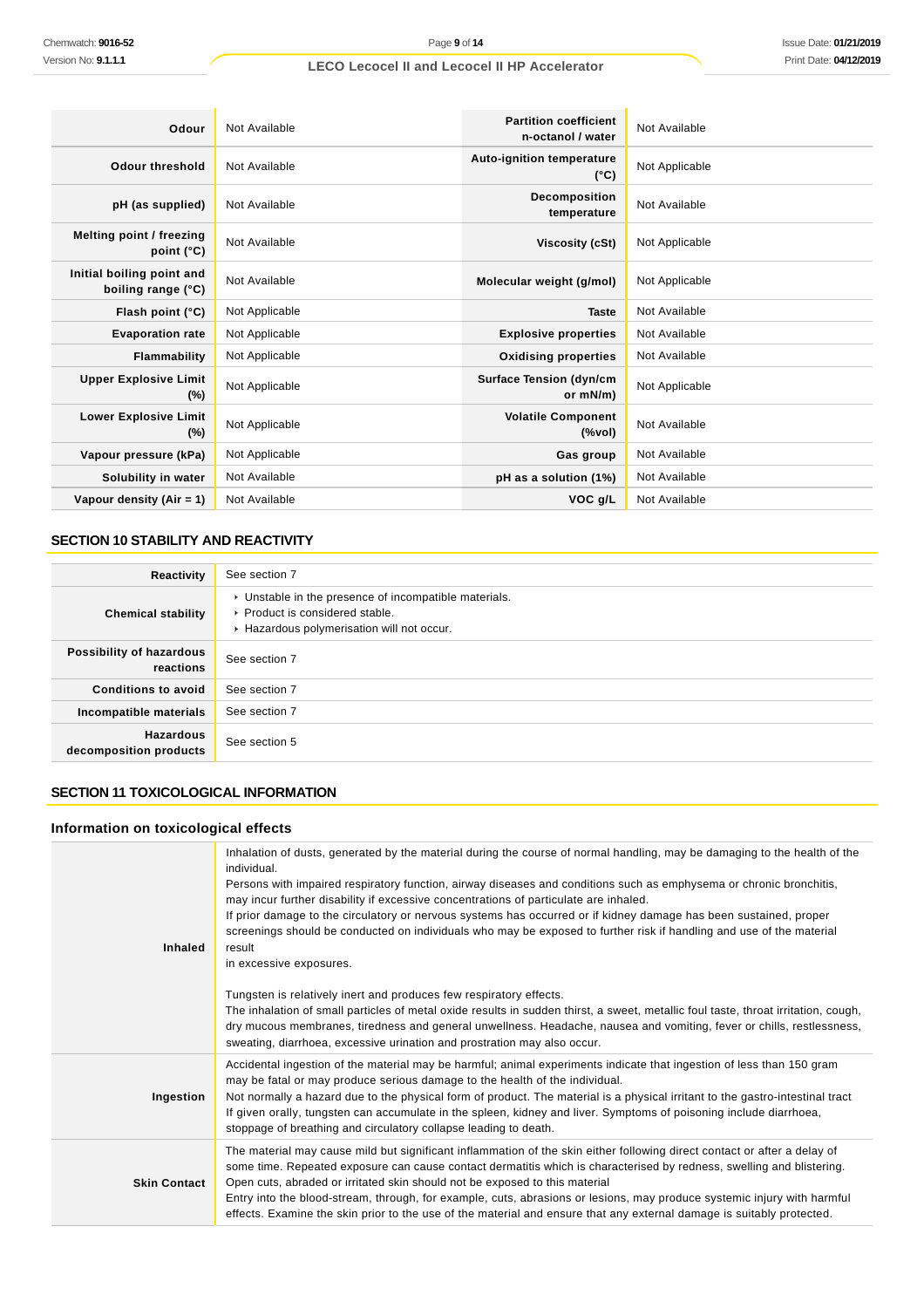| | | | |
|---|---|---|---|
| **Odour** | Not Available | **Partition coefficient n-octanol / water** | Not Available |
| **Odour threshold** | Not Available | **Auto-ignition temperature (°C)** | Not Applicable |
| **pH (as supplied)** | Not Available | **Decomposition temperature** | Not Available |
| **Melting point / freezing point (°C)** | Not Available | **Viscosity (cSt)** | Not Applicable |
| **Initial boiling point and boiling range (°C)** | Not Available | **Molecular weight (g/mol)** | Not Applicable |
| **Flash point (°C)** | Not Applicable | **Taste** | Not Available |
| **Evaporation rate** | Not Applicable | **Explosive properties** | Not Available |
| **Flammability** | Not Applicable | **Oxidising properties** | Not Available |
| **Upper Explosive Limit (%)** | Not Applicable | **Surface Tension (dyn/cm or mN/m)** | Not Applicable |
| **Lower Explosive Limit (%)** | Not Applicable | **Volatile Component (%vol)** | Not Available |
| **Vapour pressure (kPa)** | Not Applicable | **Gas group** | Not Available |
| **Solubility in water** | Not Available | **pH as a solution (1%)** | Not Available |
| **Vapour density (Air = 1)** | Not Available | **VOC g/L** | Not Available |

## SECTION 10 STABILITY AND REACTIVITY

| | |
|---|---|
| **Reactivity** | See section 7 |
| **Chemical stability** | ▸ Unstable in the presence of incompatible materials.<br>▸ Product is considered stable.<br>▸ Hazardous polymerisation will not occur. |
| **Possibility of hazardous reactions** | See section 7 |
| **Conditions to avoid** | See section 7 |
| **Incompatible materials** | See section 7 |
| **Hazardous decomposition products** | See section 5 |

## SECTION 11 TOXICOLOGICAL INFORMATION

### Information on toxicological effects

| | |
|---|---|
| **Inhaled** | Inhalation of dusts, generated by the material during the course of normal handling, may be damaging to the health of the individual.<br>Persons with impaired respiratory function, airway diseases and conditions such as emphysema or chronic bronchitis, may incur further disability if excessive concentrations of particulate are inhaled.<br>If prior damage to the circulatory or nervous systems has occurred or if kidney damage has been sustained, proper screenings should be conducted on individuals who may be exposed to further risk if handling and use of the material result<br>in excessive exposures.<br><br>Tungsten is relatively inert and produces few respiratory effects.<br>The inhalation of small particles of metal oxide results in sudden thirst, a sweet, metallic foul taste, throat irritation, cough, dry mucous membranes, tiredness and general unwellness. Headache, nausea and vomiting, fever or chills, restlessness, sweating, diarrhoea, excessive urination and prostration may also occur. |
| **Ingestion** | Accidental ingestion of the material may be harmful; animal experiments indicate that ingestion of less than 150 gram may be fatal or may produce serious damage to the health of the individual.<br>Not normally a hazard due to the physical form of product. The material is a physical irritant to the gastro-intestinal tract<br>If given orally, tungsten can accumulate in the spleen, kidney and liver. Symptoms of poisoning include diarrhoea, stoppage of breathing and circulatory collapse leading to death. |
| **Skin Contact** | The material may cause mild but significant inflammation of the skin either following direct contact or after a delay of some time. Repeated exposure can cause contact dermatitis which is characterised by redness, swelling and blistering.<br>Open cuts, abraded or irritated skin should not be exposed to this material<br>Entry into the blood-stream, through, for example, cuts, abrasions or lesions, may produce systemic injury with harmful effects. Examine the skin prior to the use of the material and ensure that any external damage is suitably protected. |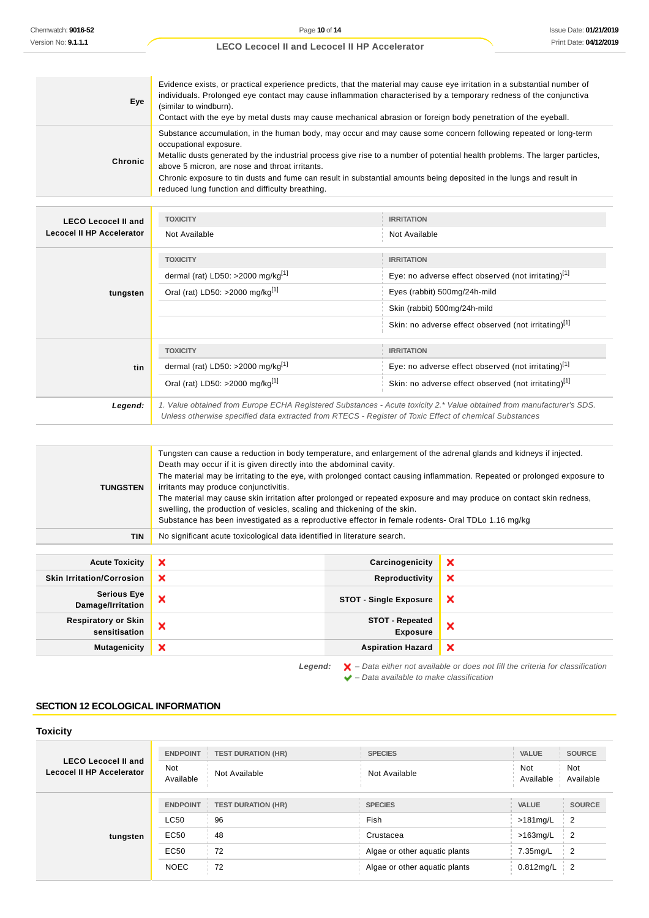| | |
|---|---|
| **Eye** | Evidence exists, or practical experience predicts, that the material may cause eye irritation in a substantial number of individuals. Prolonged eye contact may cause inflammation characterised by a temporary redness of the conjunctiva (similar to windburn).<br>Contact with the eye by metal dusts may cause mechanical abrasion or foreign body penetration of the eyeball. |
| **Chronic** | Substance accumulation, in the human body, may occur and may cause some concern following repeated or long-term occupational exposure.<br>Metallic dusts generated by the industrial process give rise to a number of potential health problems. The larger particles, above 5 micron, are nose and throat irritants.<br>Chronic exposure to tin dusts and fume can result in substantial amounts being deposited in the lungs and result in reduced lung function and difficulty breathing. |

| | TOXICITY | IRRITATION |
|---|---|---|
| **LECO Lecocel II and Lecocel II HP Accelerator** | Not Available | Not Available |
| | **TOXICITY** | **IRRITATION** |
| **tungsten** | dermal (rat) LD50: >2000 mg/kg[1] | Eye: no adverse effect observed (not irritating)[1] |
| | Oral (rat) LD50: >2000 mg/kg[1] | Eyes (rabbit) 500mg/24h-mild |
| | | Skin (rabbit) 500mg/24h-mild |
| | | Skin: no adverse effect observed (not irritating)[1] |
| | **TOXICITY** | **IRRITATION** |
| **tin** | dermal (rat) LD50: >2000 mg/kg[1] | Eye: no adverse effect observed (not irritating)[1] |
| | Oral (rat) LD50: >2000 mg/kg[1] | Skin: no adverse effect observed (not irritating)[1] |
| ***Legend:*** | *1. Value obtained from Europe ECHA Registered Substances - Acute toxicity 2.* Value obtained from manufacturer's SDS. Unless otherwise specified data extracted from RTECS - Register of Toxic Effect of chemical Substances* | |

| | |
|---|---|
| **TUNGSTEN** | Tungsten can cause a reduction in body temperature, and enlargement of the adrenal glands and kidneys if injected. Death may occur if it is given directly into the abdominal cavity.<br>The material may be irritating to the eye, with prolonged contact causing inflammation. Repeated or prolonged exposure to irritants may produce conjunctivitis.<br>The material may cause skin irritation after prolonged or repeated exposure and may produce on contact skin redness, swelling, the production of vesicles, scaling and thickening of the skin.<br>Substance has been investigated as a reproductive effector in female rodents- Oral TDLo 1.16 mg/kg |
| **TIN** | No significant acute toxicological data identified in literature search. |

| | | | |
|---|---|---|---|
| **Acute Toxicity** | ❌ | **Carcinogenicity** | ❌ |
| **Skin Irritation/Corrosion** | ❌ | **Reproductivity** | ❌ |
| **Serious Eye Damage/Irritation** | ❌ | **STOT - Single Exposure** | ❌ |
| **Respiratory or Skin sensitisation** | ❌ | **STOT - Repeated Exposure** | ❌ |
| **Mutagenicity** | ❌ | **Aspiration Hazard** | ❌ |

***Legend:*** ❌ *– Data either not available or does not fill the criteria for classification*
✔ *– Data available to make classification*

## SECTION 12 ECOLOGICAL INFORMATION

### Toxicity

| | ENDPOINT | TEST DURATION (HR) | SPECIES | VALUE | SOURCE |
|---|---|---|---|---|---|
| **LECO Lecocel II and Lecocel II HP Accelerator** | Not Available | Not Available | Not Available | Not Available | Not Available |
| | **ENDPOINT** | **TEST DURATION (HR)** | **SPECIES** | **VALUE** | **SOURCE** |
| **tungsten** | LC50 | 96 | Fish | >181mg/L | 2 |
| | EC50 | 48 | Crustacea | >163mg/L | 2 |
| | EC50 | 72 | Algae or other aquatic plants | 7.35mg/L | 2 |
| | NOEC | 72 | Algae or other aquatic plants | 0.812mg/L | 2 |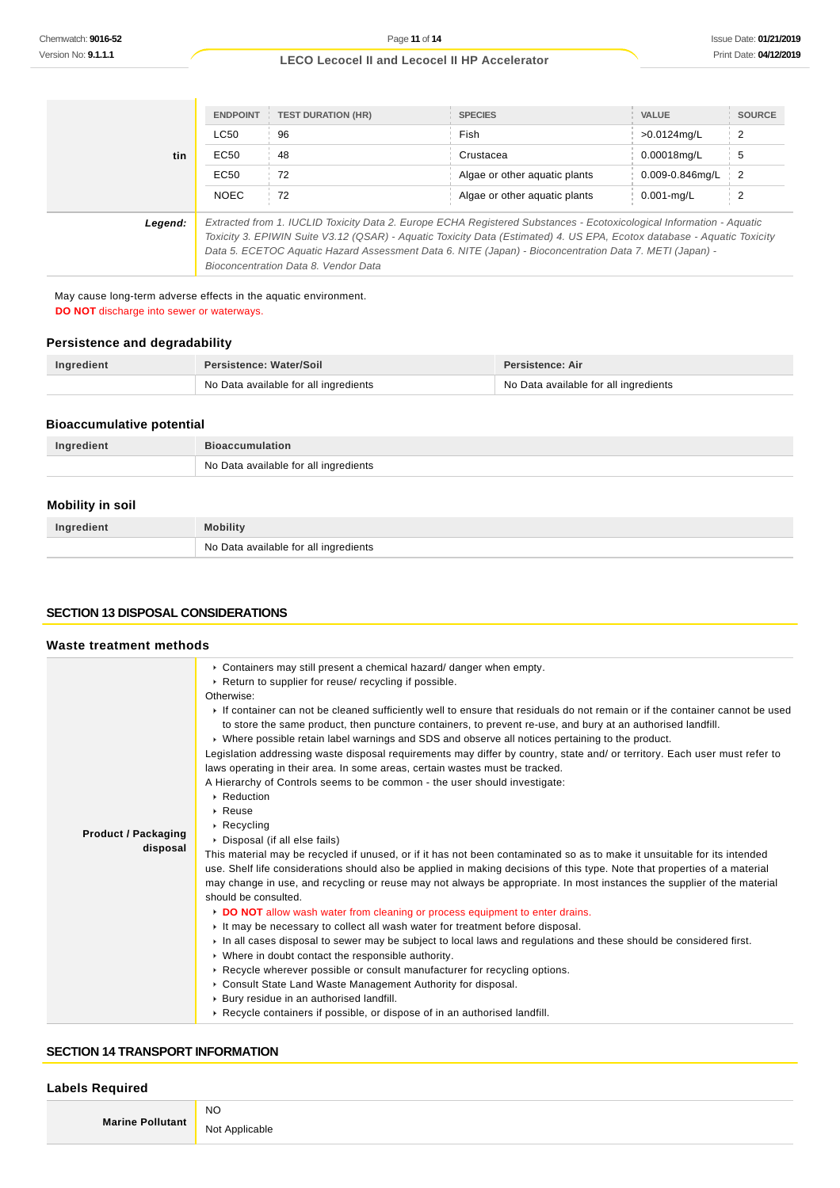| | ENDPOINT | TEST DURATION (HR) | SPECIES | VALUE | SOURCE |
|---|---|---|---|---|---|
| tin | LC50 | 96 | Fish | >0.0124mg/L | 2 |
| | EC50 | 48 | Crustacea | 0.00018mg/L | 5 |
| | EC50 | 72 | Algae or other aquatic plants | 0.009-0.846mg/L | 2 |
| | NOEC | 72 | Algae or other aquatic plants | 0.001-mg/L | 2 |
| ***Legend:*** | *Extracted from 1. IUCLID Toxicity Data 2. Europe ECHA Registered Substances - Ecotoxicological Information - Aquatic Toxicity 3. EPIWIN Suite V3.12 (QSAR) - Aquatic Toxicity Data (Estimated) 4. US EPA, Ecotox database - Aquatic Toxicity Data 5. ECETOC Aquatic Hazard Assessment Data 6. NITE (Japan) - Bioconcentration Data 7. METI (Japan) - Bioconcentration Data 8. Vendor Data* | | | | |

May cause long-term adverse effects in the aquatic environment.
**DO NOT** discharge into sewer or waterways.

### Persistence and degradability

| Ingredient | Persistence: Water/Soil | Persistence: Air |
|---|---|---|
| | No Data available for all ingredients | No Data available for all ingredients |

### Bioaccumulative potential

| Ingredient | Bioaccumulation |
|---|---|
| | No Data available for all ingredients |

### Mobility in soil

| Ingredient | Mobility |
|---|---|
| | No Data available for all ingredients |

## SECTION 13 DISPOSAL CONSIDERATIONS

### Waste treatment methods

**Product / Packaging disposal**

- Containers may still present a chemical hazard/ danger when empty.
- Return to supplier for reuse/ recycling if possible.

Otherwise:

- If container can not be cleaned sufficiently well to ensure that residuals do not remain or if the container cannot be used to store the same product, then puncture containers, to prevent re-use, and bury at an authorised landfill.
- Where possible retain label warnings and SDS and observe all notices pertaining to the product.

Legislation addressing waste disposal requirements may differ by country, state and/ or territory. Each user must refer to laws operating in their area. In some areas, certain wastes must be tracked.

A Hierarchy of Controls seems to be common - the user should investigate:

- Reduction
- Reuse
- Recycling
- Disposal (if all else fails)

This material may be recycled if unused, or if it has not been contaminated so as to make it unsuitable for its intended use. Shelf life considerations should also be applied in making decisions of this type. Note that properties of a material may change in use, and recycling or reuse may not always be appropriate. In most instances the supplier of the material should be consulted.

- **DO NOT** allow wash water from cleaning or process equipment to enter drains.
- It may be necessary to collect all wash water for treatment before disposal.
- In all cases disposal to sewer may be subject to local laws and regulations and these should be considered first.
- Where in doubt contact the responsible authority.
- Recycle wherever possible or consult manufacturer for recycling options.
- Consult State Land Waste Management Authority for disposal.
- Bury residue in an authorised landfill.
- Recycle containers if possible, or dispose of in an authorised landfill.

## SECTION 14 TRANSPORT INFORMATION

### Labels Required

| | |
|---|---|
| **Marine Pollutant** | NO |
| | Not Applicable |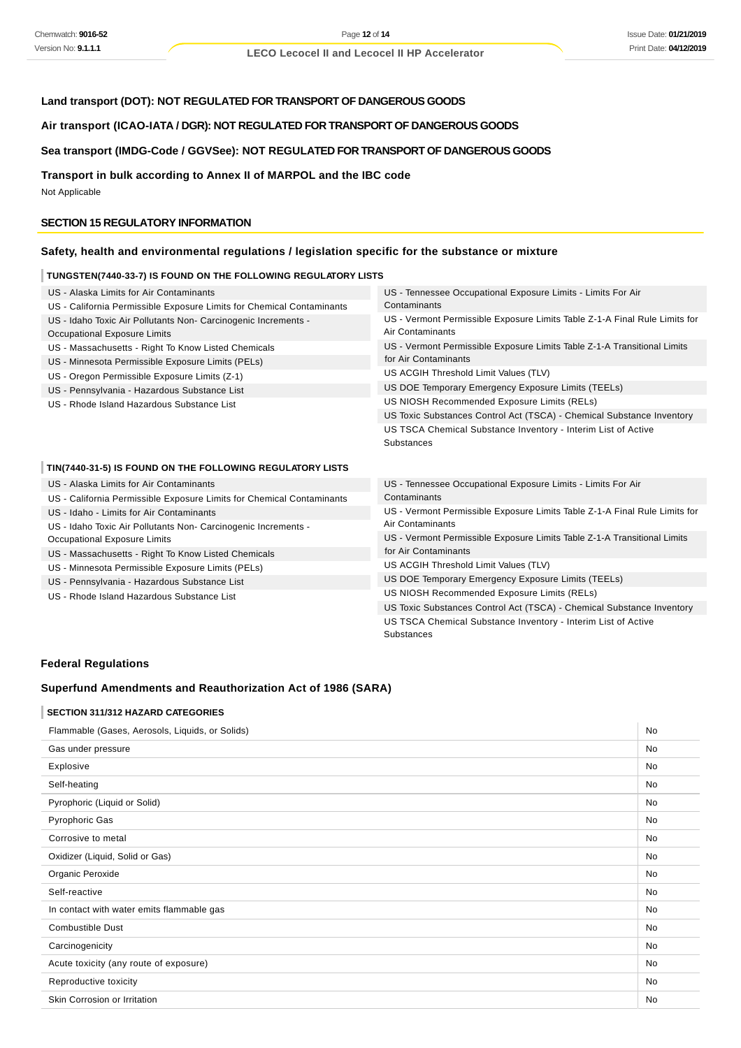**Land transport (DOT): NOT REGULATED FOR TRANSPORT OF DANGEROUS GOODS**

**Air transport (ICAO-IATA / DGR): NOT REGULATED FOR TRANSPORT OF DANGEROUS GOODS**

**Sea transport (IMDG-Code / GGVSee): NOT REGULATED FOR TRANSPORT OF DANGEROUS GOODS**

**Transport in bulk according to Annex II of MARPOL and the IBC code**

Not Applicable

## SECTION 15 REGULATORY INFORMATION

### Safety, health and environmental regulations / legislation specific for the substance or mixture

#### TUNGSTEN(7440-33-7) IS FOUND ON THE FOLLOWING REGULATORY LISTS

- US - Alaska Limits for Air Contaminants
- US - California Permissible Exposure Limits for Chemical Contaminants
- US - Idaho Toxic Air Pollutants Non- Carcinogenic Increments - Occupational Exposure Limits
- US - Massachusetts - Right To Know Listed Chemicals
- US - Minnesota Permissible Exposure Limits (PELs)
- US - Oregon Permissible Exposure Limits (Z-1)
- US - Pennsylvania - Hazardous Substance List
- US - Rhode Island Hazardous Substance List
- US - Tennessee Occupational Exposure Limits - Limits For Air Contaminants
- US - Vermont Permissible Exposure Limits Table Z-1-A Final Rule Limits for Air Contaminants
- US - Vermont Permissible Exposure Limits Table Z-1-A Transitional Limits for Air Contaminants
- US ACGIH Threshold Limit Values (TLV)
- US DOE Temporary Emergency Exposure Limits (TEELs)
- US NIOSH Recommended Exposure Limits (RELs)
- US Toxic Substances Control Act (TSCA) - Chemical Substance Inventory
- US TSCA Chemical Substance Inventory - Interim List of Active Substances

#### TIN(7440-31-5) IS FOUND ON THE FOLLOWING REGULATORY LISTS

- US - Alaska Limits for Air Contaminants
- US - California Permissible Exposure Limits for Chemical Contaminants
- US - Idaho - Limits for Air Contaminants
- US - Idaho Toxic Air Pollutants Non- Carcinogenic Increments - Occupational Exposure Limits
- US - Massachusetts - Right To Know Listed Chemicals
- US - Minnesota Permissible Exposure Limits (PELs)
- US - Pennsylvania - Hazardous Substance List
- US - Rhode Island Hazardous Substance List
- US - Tennessee Occupational Exposure Limits - Limits For Air Contaminants
- US - Vermont Permissible Exposure Limits Table Z-1-A Final Rule Limits for Air Contaminants
- US - Vermont Permissible Exposure Limits Table Z-1-A Transitional Limits for Air Contaminants
- US ACGIH Threshold Limit Values (TLV)
- US DOE Temporary Emergency Exposure Limits (TEELs)
- US NIOSH Recommended Exposure Limits (RELs)
- US Toxic Substances Control Act (TSCA) - Chemical Substance Inventory
- US TSCA Chemical Substance Inventory - Interim List of Active Substances

### Federal Regulations

### Superfund Amendments and Reauthorization Act of 1986 (SARA)

#### SECTION 311/312 HAZARD CATEGORIES

| | |
|---|---|
| Flammable (Gases, Aerosols, Liquids, or Solids) | No |
| Gas under pressure | No |
| Explosive | No |
| Self-heating | No |
| Pyrophoric (Liquid or Solid) | No |
| Pyrophoric Gas | No |
| Corrosive to metal | No |
| Oxidizer (Liquid, Solid or Gas) | No |
| Organic Peroxide | No |
| Self-reactive | No |
| In contact with water emits flammable gas | No |
| Combustible Dust | No |
| Carcinogenicity | No |
| Acute toxicity (any route of exposure) | No |
| Reproductive toxicity | No |
| Skin Corrosion or Irritation | No |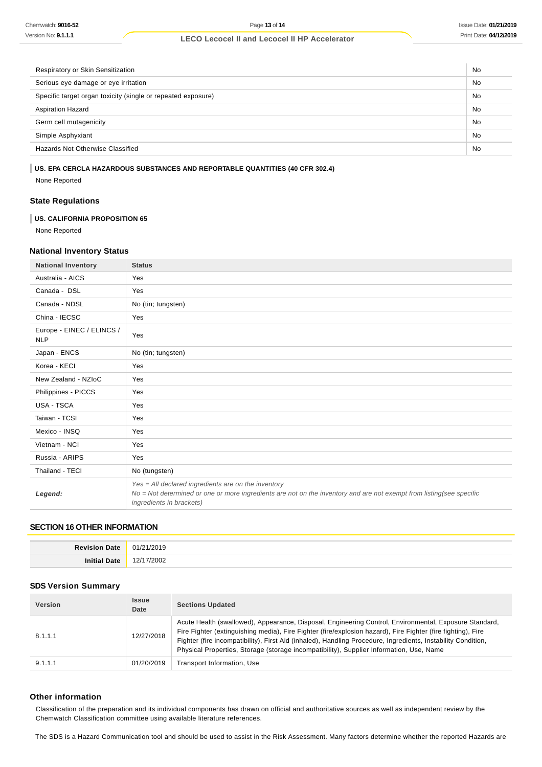| | |
|---|---|
| Respiratory or Skin Sensitization | No |
| Serious eye damage or eye irritation | No |
| Specific target organ toxicity (single or repeated exposure) | No |
| Aspiration Hazard | No |
| Germ cell mutagenicity | No |
| Simple Asphyxiant | No |
| Hazards Not Otherwise Classified | No |

**US. EPA CERCLA HAZARDOUS SUBSTANCES AND REPORTABLE QUANTITIES (40 CFR 302.4)**

None Reported

### State Regulations

**US. CALIFORNIA PROPOSITION 65**

None Reported

### National Inventory Status

| National Inventory | Status |
|---|---|
| Australia - AICS | Yes |
| Canada - DSL | Yes |
| Canada - NDSL | No (tin; tungsten) |
| China - IECSC | Yes |
| Europe - EINEC / ELINCS / NLP | Yes |
| Japan - ENCS | No (tin; tungsten) |
| Korea - KECI | Yes |
| New Zealand - NZIoC | Yes |
| Philippines - PICCS | Yes |
| USA - TSCA | Yes |
| Taiwan - TCSI | Yes |
| Mexico - INSQ | Yes |
| Vietnam - NCI | Yes |
| Russia - ARIPS | Yes |
| Thailand - TECI | No (tungsten) |
| ***Legend:*** | *Yes = All declared ingredients are on the inventory*<br>*No = Not determined or one or more ingredients are not on the inventory and are not exempt from listing(see specific ingredients in brackets)* |

## SECTION 16 OTHER INFORMATION

| | |
|---|---|
| **Revision Date** | 01/21/2019 |
| **Initial Date** | 12/17/2002 |

### SDS Version Summary

| Version | Issue Date | Sections Updated |
|---|---|---|
| 8.1.1.1 | 12/27/2018 | Acute Health (swallowed), Appearance, Disposal, Engineering Control, Environmental, Exposure Standard, Fire Fighter (extinguishing media), Fire Fighter (fire/explosion hazard), Fire Fighter (fire fighting), Fire Fighter (fire incompatibility), First Aid (inhaled), Handling Procedure, Ingredients, Instability Condition, Physical Properties, Storage (storage incompatibility), Supplier Information, Use, Name |
| 9.1.1.1 | 01/20/2019 | Transport Information, Use |

### Other information

Classification of the preparation and its individual components has drawn on official and authoritative sources as well as independent review by the Chemwatch Classification committee using available literature references.

The SDS is a Hazard Communication tool and should be used to assist in the Risk Assessment. Many factors determine whether the reported Hazards are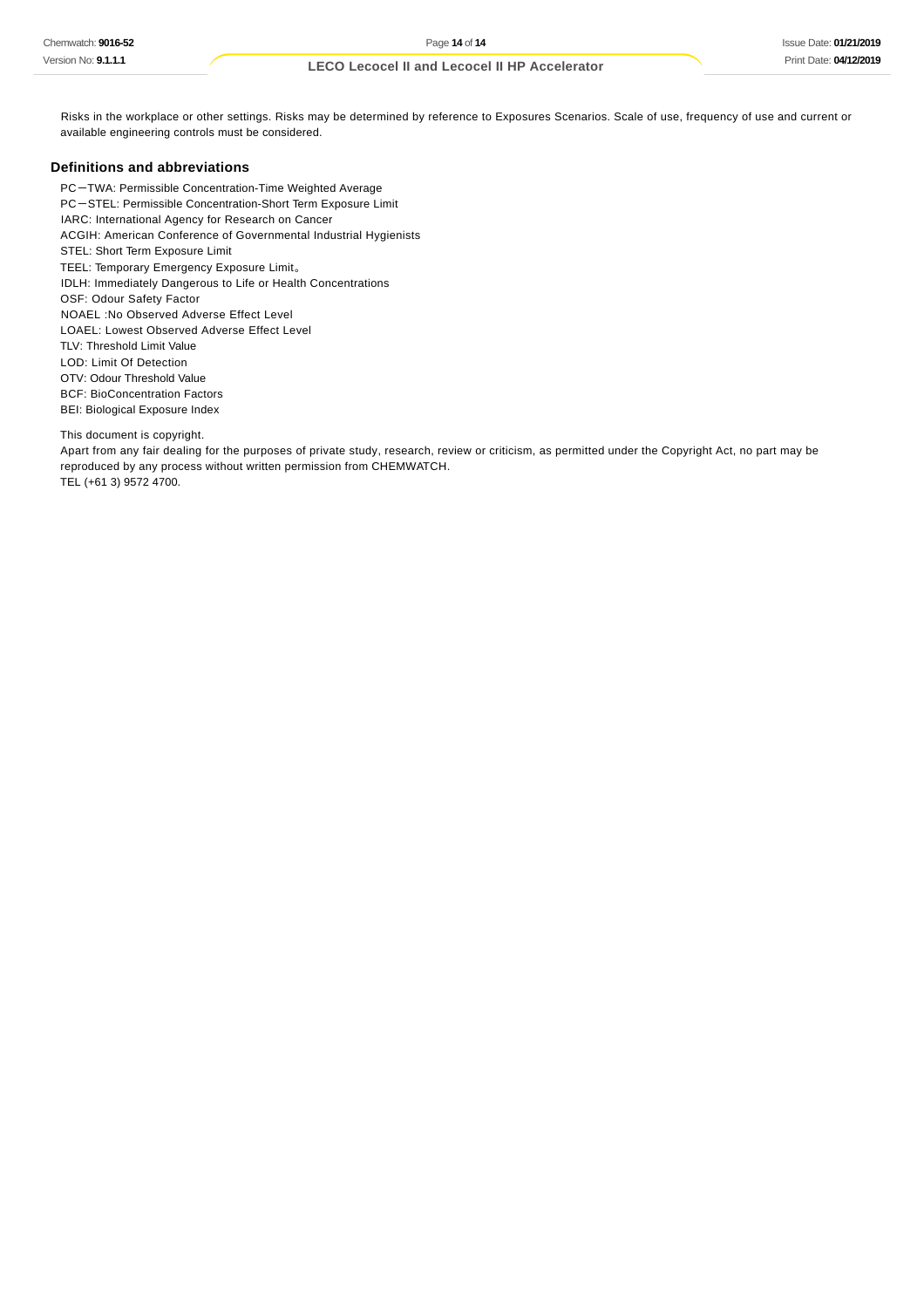Risks in the workplace or other settings. Risks may be determined by reference to Exposures Scenarios. Scale of use, frequency of use and current or available engineering controls must be considered.

### Definitions and abbreviations

PC－TWA: Permissible Concentration-Time Weighted Average
PC－STEL: Permissible Concentration-Short Term Exposure Limit
IARC: International Agency for Research on Cancer
ACGIH: American Conference of Governmental Industrial Hygienists
STEL: Short Term Exposure Limit
TEEL: Temporary Emergency Exposure Limit。
IDLH: Immediately Dangerous to Life or Health Concentrations
OSF: Odour Safety Factor
NOAEL :No Observed Adverse Effect Level
LOAEL: Lowest Observed Adverse Effect Level
TLV: Threshold Limit Value
LOD: Limit Of Detection
OTV: Odour Threshold Value
BCF: BioConcentration Factors
BEI: Biological Exposure Index

This document is copyright.
Apart from any fair dealing for the purposes of private study, research, review or criticism, as permitted under the Copyright Act, no part may be reproduced by any process without written permission from CHEMWATCH.
TEL (+61 3) 9572 4700.